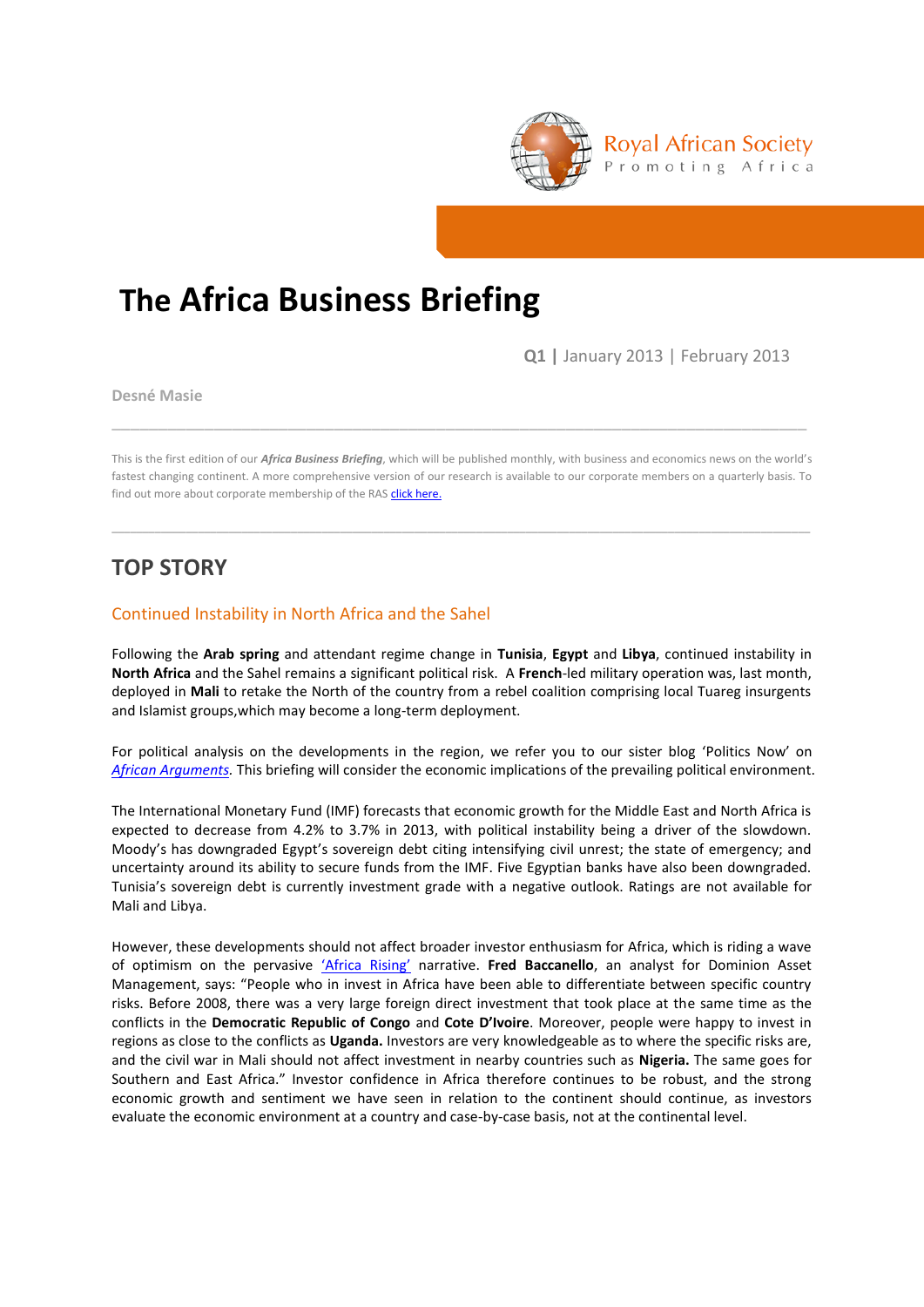Royal African Society
Promoting Africa

# The Africa Business Briefing

**Q1** | January 2013 | February 2013

**Desné Masie**

---

This is the first edition of our ***Africa Business Briefing***, which will be published monthly, with business and economics news on the world's fastest changing continent. A more comprehensive version of our research is available to our corporate members on a quarterly basis. To find out more about corporate membership of the RAS click here.

---

## TOP STORY

### Continued Instability in North Africa and the Sahel

Following the **Arab spring** and attendant regime change in **Tunisia**, **Egypt** and **Libya**, continued instability in **North Africa** and the Sahel remains a significant political risk. A **French**-led military operation was, last month, deployed in **Mali** to retake the North of the country from a rebel coalition comprising local Tuareg insurgents and Islamist groups,which may become a long-term deployment.

For political analysis on the developments in the region, we refer you to our sister blog 'Politics Now' on *African Arguments*. This briefing will consider the economic implications of the prevailing political environment.

The International Monetary Fund (IMF) forecasts that economic growth for the Middle East and North Africa is expected to decrease from 4.2% to 3.7% in 2013, with political instability being a driver of the slowdown. Moody's has downgraded Egypt's sovereign debt citing intensifying civil unrest; the state of emergency; and uncertainty around its ability to secure funds from the IMF. Five Egyptian banks have also been downgraded. Tunisia's sovereign debt is currently investment grade with a negative outlook. Ratings are not available for Mali and Libya.

However, these developments should not affect broader investor enthusiasm for Africa, which is riding a wave of optimism on the pervasive 'Africa Rising' narrative. **Fred Baccanello**, an analyst for Dominion Asset Management, says: "People who in invest in Africa have been able to differentiate between specific country risks. Before 2008, there was a very large foreign direct investment that took place at the same time as the conflicts in the **Democratic Republic of Congo** and **Cote D'Ivoire**. Moreover, people were happy to invest in regions as close to the conflicts as **Uganda.** Investors are very knowledgeable as to where the specific risks are, and the civil war in Mali should not affect investment in nearby countries such as **Nigeria.** The same goes for Southern and East Africa." Investor confidence in Africa therefore continues to be robust, and the strong economic growth and sentiment we have seen in relation to the continent should continue, as investors evaluate the economic environment at a country and case-by-case basis, not at the continental level.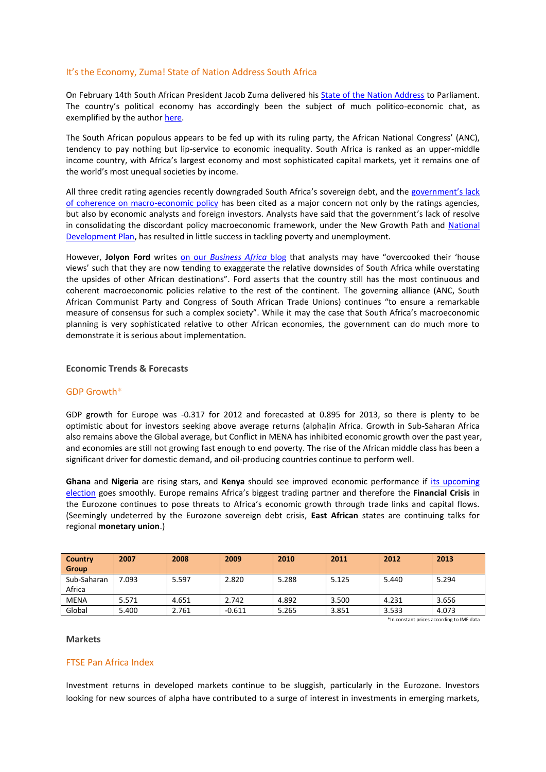## It's the Economy, Zuma! State of Nation Address South Africa

On February 14th South African President Jacob Zuma delivered his State of the Nation Address to Parliament. The country's political economy has accordingly been the subject of much politico-economic chat, as exemplified by the author here.

The South African populous appears to be fed up with its ruling party, the African National Congress' (ANC), tendency to pay nothing but lip-service to economic inequality. South Africa is ranked as an upper-middle income country, with Africa's largest economy and most sophisticated capital markets, yet it remains one of the world's most unequal societies by income.

All three credit rating agencies recently downgraded South Africa's sovereign debt, and the government's lack of coherence on macro-economic policy has been cited as a major concern not only by the ratings agencies, but also by economic analysts and foreign investors. Analysts have said that the government's lack of resolve in consolidating the discordant policy macroeconomic framework, under the New Growth Path and National Development Plan, has resulted in little success in tackling poverty and unemployment.

However, **Jolyon Ford** writes on our *Business Africa* blog that analysts may have "overcooked their 'house views' such that they are now tending to exaggerate the relative downsides of South Africa while overstating the upsides of other African destinations". Ford asserts that the country still has the most continuous and coherent macroeconomic policies relative to the rest of the continent. The governing alliance (ANC, South African Communist Party and Congress of South African Trade Unions) continues "to ensure a remarkable measure of consensus for such a complex society". While it may the case that South Africa's macroeconomic planning is very sophisticated relative to other African economies, the government can do much more to demonstrate it is serious about implementation.

### Economic Trends & Forecasts

## GDP Growth*

GDP growth for Europe was -0.317 for 2012 and forecasted at 0.895 for 2013, so there is plenty to be optimistic about for investors seeking above average returns (alpha)in Africa. Growth in Sub-Saharan Africa also remains above the Global average, but Conflict in MENA has inhibited economic growth over the past year, and economies are still not growing fast enough to end poverty. The rise of the African middle class has been a significant driver for domestic demand, and oil-producing countries continue to perform well.

**Ghana** and **Nigeria** are rising stars, and **Kenya** should see improved economic performance if its upcoming election goes smoothly. Europe remains Africa's biggest trading partner and therefore the **Financial Crisis** in the Eurozone continues to pose threats to Africa's economic growth through trade links and capital flows. (Seemingly undeterred by the Eurozone sovereign debt crisis, **East African** states are continuing talks for regional **monetary union**.)

| Country Group | 2007 | 2008 | 2009 | 2010 | 2011 | 2012 | 2013 |
|---|---|---|---|---|---|---|---|
| Sub-Saharan Africa | 7.093 | 5.597 | 2.820 | 5.288 | 5.125 | 5.440 | 5.294 |
| MENA | 5.571 | 4.651 | 2.742 | 4.892 | 3.500 | 4.231 | 3.656 |
| Global | 5.400 | 2.761 | -0.611 | 5.265 | 3.851 | 3.533 | 4.073 |

*In constant prices according to IMF data

### Markets

## FTSE Pan Africa Index

Investment returns in developed markets continue to be sluggish, particularly in the Eurozone. Investors looking for new sources of alpha have contributed to a surge of interest in investments in emerging markets,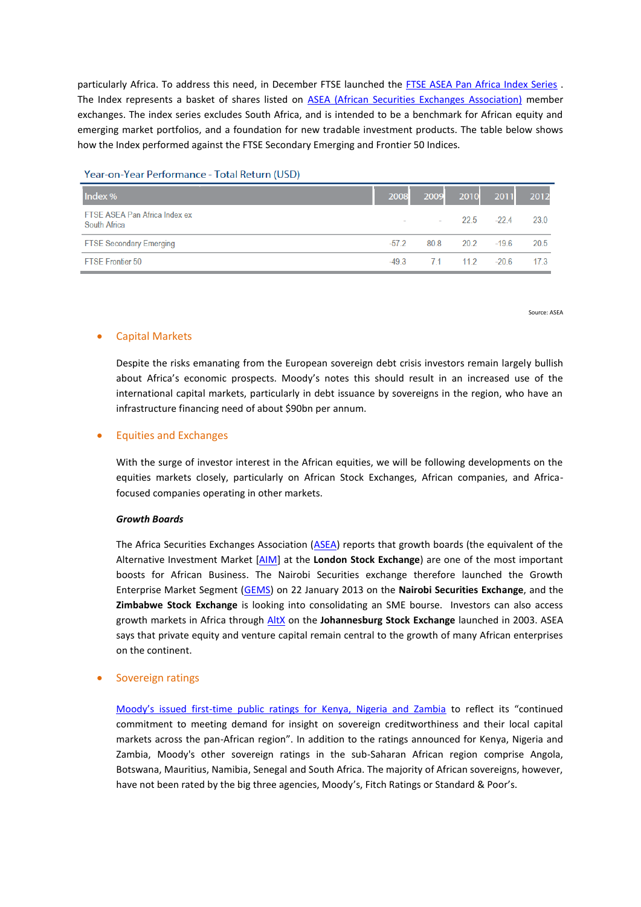particularly Africa. To address this need, in December FTSE launched the FTSE ASEA Pan Africa Index Series . The Index represents a basket of shares listed on ASEA (African Securities Exchanges Association) member exchanges. The index series excludes South Africa, and is intended to be a benchmark for African equity and emerging market portfolios, and a foundation for new tradable investment products. The table below shows how the Index performed against the FTSE Secondary Emerging and Frontier 50 Indices.

Year-on-Year Performance - Total Return (USD)

| Index % | 2008 | 2009 | 2010 | 2011 | 2012 |
|---|---|---|---|---|---|
| FTSE ASEA Pan Africa Index ex South Africa | - | - | 22.5 | -22.4 | 23.0 |
| FTSE Secondary Emerging | -57.2 | 80.8 | 20.2 | -19.6 | 20.5 |
| FTSE Frontier 50 | -49.3 | 7.1 | 11.2 | -20.6 | 17.3 |

Source: ASEA

- ## Capital Markets

  Despite the risks emanating from the European sovereign debt crisis investors remain largely bullish about Africa's economic prospects. Moody's notes this should result in an increased use of the international capital markets, particularly in debt issuance by sovereigns in the region, who have an infrastructure financing need of about $90bn per annum.

- ## Equities and Exchanges

  With the surge of investor interest in the African equities, we will be following developments on the equities markets closely, particularly on African Stock Exchanges, African companies, and Africa-focused companies operating in other markets.

  ***Growth Boards***

  The Africa Securities Exchanges Association (ASEA) reports that growth boards (the equivalent of the Alternative Investment Market [AIM] at the **London Stock Exchange**) are one of the most important boosts for African Business. The Nairobi Securities exchange therefore launched the Growth Enterprise Market Segment (GEMS) on 22 January 2013 on the **Nairobi Securities Exchange**, and the **Zimbabwe Stock Exchange** is looking into consolidating an SME bourse. Investors can also access growth markets in Africa through AltX on the **Johannesburg Stock Exchange** launched in 2003. ASEA says that private equity and venture capital remain central to the growth of many African enterprises on the continent.

- ## Sovereign ratings

  Moody's issued first-time public ratings for Kenya, Nigeria and Zambia to reflect its "continued commitment to meeting demand for insight on sovereign creditworthiness and their local capital markets across the pan-African region". In addition to the ratings announced for Kenya, Nigeria and Zambia, Moody's other sovereign ratings in the sub-Saharan African region comprise Angola, Botswana, Mauritius, Namibia, Senegal and South Africa. The majority of African sovereigns, however, have not been rated by the big three agencies, Moody's, Fitch Ratings or Standard & Poor's.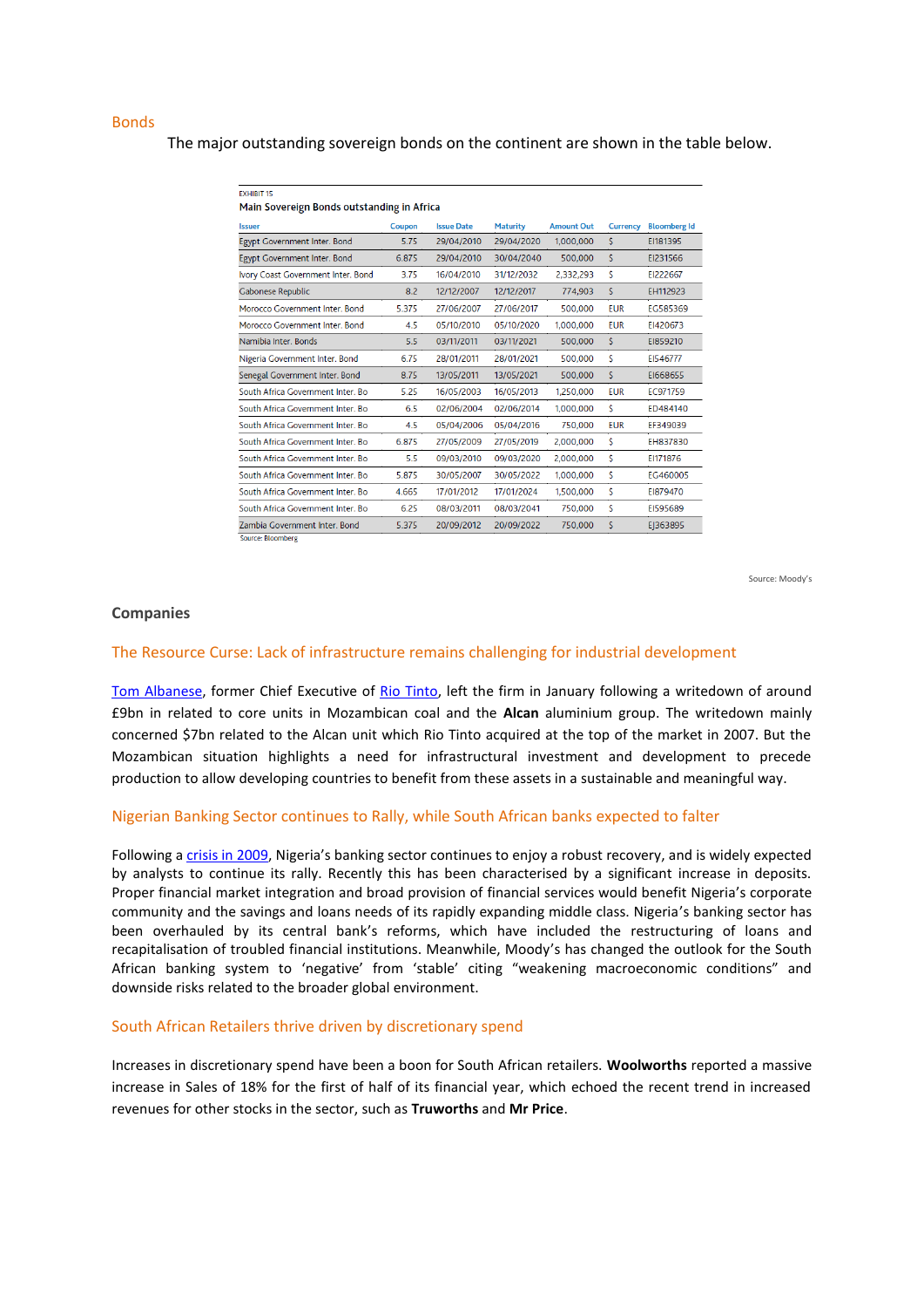## Bonds

The major outstanding sovereign bonds on the continent are shown in the table below.

EXHIBIT 15

**Main Sovereign Bonds outstanding in Africa**

| Issuer | Coupon | Issue Date | Maturity | Amount Out | Currency | Bloomberg Id |
|---|---|---|---|---|---|---|
| Egypt Government Inter. Bond | 5.75 | 29/04/2010 | 29/04/2020 | 1,000,000 | $ | EI181395 |
| Egypt Government Inter. Bond | 6.875 | 29/04/2010 | 30/04/2040 | 500,000 | $ | EI231566 |
| Ivory Coast Government Inter. Bond | 3.75 | 16/04/2010 | 31/12/2032 | 2,332,293 | $ | EI222667 |
| Gabonese Republic | 8.2 | 12/12/2007 | 12/12/2017 | 774,903 | $ | EH112923 |
| Morocco Government Inter. Bond | 5.375 | 27/06/2007 | 27/06/2017 | 500,000 | EUR | EG585369 |
| Morocco Government Inter. Bond | 4.5 | 05/10/2010 | 05/10/2020 | 1,000,000 | EUR | EI420673 |
| Namibia Inter. Bonds | 5.5 | 03/11/2011 | 03/11/2021 | 500,000 | $ | EI859210 |
| Nigeria Government Inter. Bond | 6.75 | 28/01/2011 | 28/01/2021 | 500,000 | $ | EI546777 |
| Senegal Government Inter. Bond | 8.75 | 13/05/2011 | 13/05/2021 | 500,000 | $ | EI668655 |
| South Africa Government Inter. Bo | 5.25 | 16/05/2003 | 16/05/2013 | 1,250,000 | EUR | EC971759 |
| South Africa Government Inter. Bo | 6.5 | 02/06/2004 | 02/06/2014 | 1,000,000 | $ | ED484140 |
| South Africa Government Inter. Bo | 4.5 | 05/04/2006 | 05/04/2016 | 750,000 | EUR | EF349039 |
| South Africa Government Inter. Bo | 6.875 | 27/05/2009 | 27/05/2019 | 2,000,000 | $ | EH837830 |
| South Africa Government Inter. Bo | 5.5 | 09/03/2010 | 09/03/2020 | 2,000,000 | $ | EI171876 |
| South Africa Government Inter. Bo | 5.875 | 30/05/2007 | 30/05/2022 | 1,000,000 | $ | EG460005 |
| South Africa Government Inter. Bo | 4.665 | 17/01/2012 | 17/01/2024 | 1,500,000 | $ | EI879470 |
| South Africa Government Inter. Bo | 6.25 | 08/03/2011 | 08/03/2041 | 750,000 | $ | EI595689 |
| Zambia Government Inter. Bond | 5.375 | 20/09/2012 | 20/09/2022 | 750,000 | $ | EJ363895 |

Source: Bloomberg

Source: Moody's

## Companies

### The Resource Curse: Lack of infrastructure remains challenging for industrial development

Tom Albanese, former Chief Executive of Rio Tinto, left the firm in January following a writedown of around £9bn in related to core units in Mozambican coal and the **Alcan** aluminium group. The writedown mainly concerned $7bn related to the Alcan unit which Rio Tinto acquired at the top of the market in 2007. But the Mozambican situation highlights a need for infrastructural investment and development to precede production to allow developing countries to benefit from these assets in a sustainable and meaningful way.

### Nigerian Banking Sector continues to Rally, while South African banks expected to falter

Following a crisis in 2009, Nigeria's banking sector continues to enjoy a robust recovery, and is widely expected by analysts to continue its rally. Recently this has been characterised by a significant increase in deposits. Proper financial market integration and broad provision of financial services would benefit Nigeria's corporate community and the savings and loans needs of its rapidly expanding middle class. Nigeria's banking sector has been overhauled by its central bank's reforms, which have included the restructuring of loans and recapitalisation of troubled financial institutions. Meanwhile, Moody's has changed the outlook for the South African banking system to 'negative' from 'stable' citing "weakening macroeconomic conditions" and downside risks related to the broader global environment.

### South African Retailers thrive driven by discretionary spend

Increases in discretionary spend have been a boon for South African retailers. **Woolworths** reported a massive increase in Sales of 18% for the first of half of its financial year, which echoed the recent trend in increased revenues for other stocks in the sector, such as **Truworths** and **Mr Price**.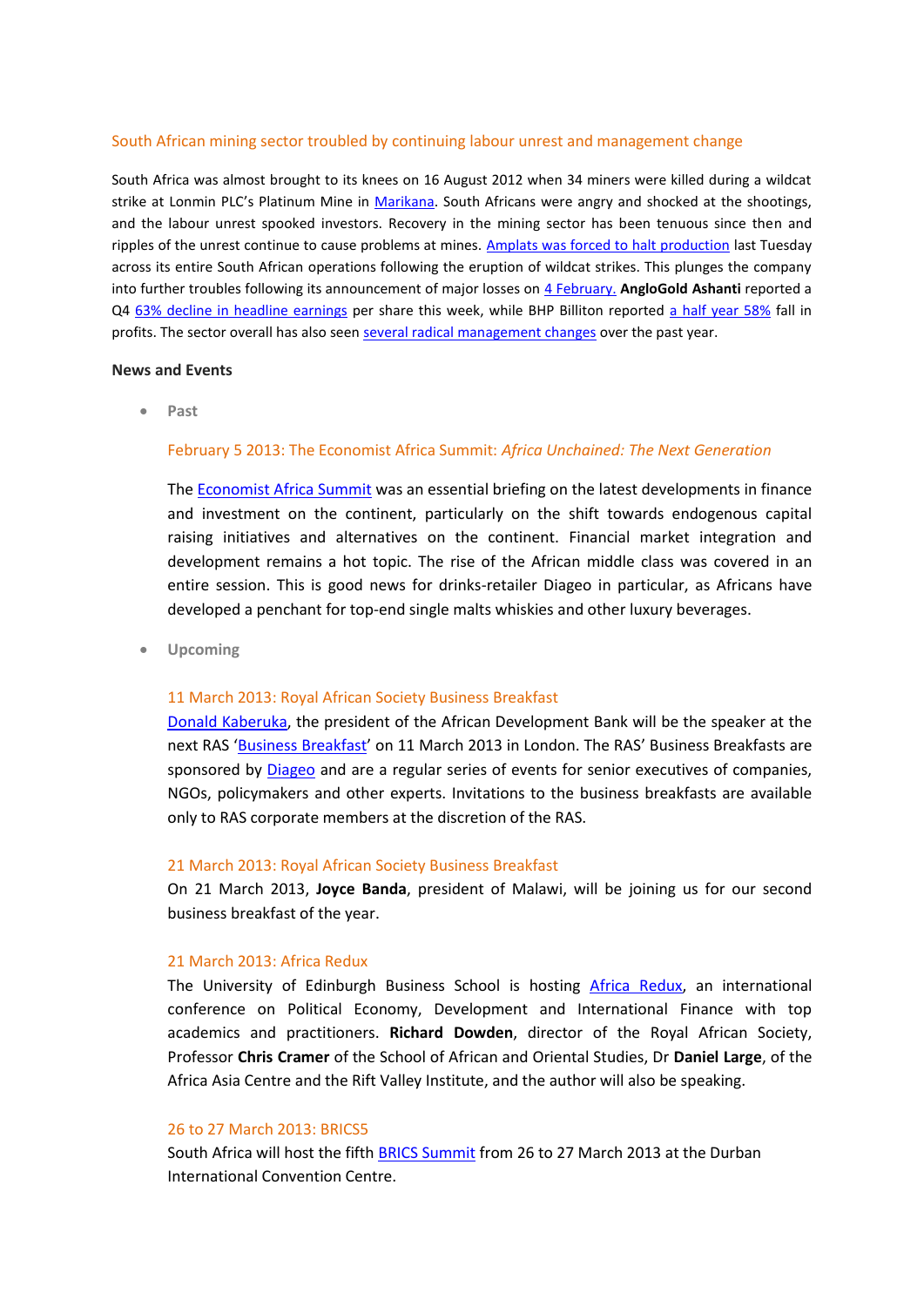## South African mining sector troubled by continuing labour unrest and management change

South Africa was almost brought to its knees on 16 August 2012 when 34 miners were killed during a wildcat strike at Lonmin PLC's Platinum Mine in Marikana. South Africans were angry and shocked at the shootings, and the labour unrest spooked investors. Recovery in the mining sector has been tenuous since then and ripples of the unrest continue to cause problems at mines. Amplats was forced to halt production last Tuesday across its entire South African operations following the eruption of wildcat strikes. This plunges the company into further troubles following its announcement of major losses on 4 February. **AngloGold Ashanti** reported a Q4 63% decline in headline earnings per share this week, while BHP Billiton reported a half year 58% fall in profits. The sector overall has also seen several radical management changes over the past year.

**News and Events**

- **Past**

  ### February 5 2013: The Economist Africa Summit: *Africa Unchained: The Next Generation*

  The Economist Africa Summit was an essential briefing on the latest developments in finance and investment on the continent, particularly on the shift towards endogenous capital raising initiatives and alternatives on the continent. Financial market integration and development remains a hot topic. The rise of the African middle class was covered in an entire session. This is good news for drinks-retailer Diageo in particular, as Africans have developed a penchant for top-end single malts whiskies and other luxury beverages.

- **Upcoming**

  ### 11 March 2013: Royal African Society Business Breakfast

  Donald Kaberuka, the president of the African Development Bank will be the speaker at the next RAS 'Business Breakfast' on 11 March 2013 in London. The RAS' Business Breakfasts are sponsored by Diageo and are a regular series of events for senior executives of companies, NGOs, policymakers and other experts. Invitations to the business breakfasts are available only to RAS corporate members at the discretion of the RAS.

  ### 21 March 2013: Royal African Society Business Breakfast

  On 21 March 2013, **Joyce Banda**, president of Malawi, will be joining us for our second business breakfast of the year.

  ### 21 March 2013: Africa Redux

  The University of Edinburgh Business School is hosting Africa Redux, an international conference on Political Economy, Development and International Finance with top academics and practitioners. **Richard Dowden**, director of the Royal African Society, Professor **Chris Cramer** of the School of African and Oriental Studies, Dr **Daniel Large**, of the Africa Asia Centre and the Rift Valley Institute, and the author will also be speaking.

  ### 26 to 27 March 2013: BRICS5

  South Africa will host the fifth BRICS Summit from 26 to 27 March 2013 at the Durban International Convention Centre.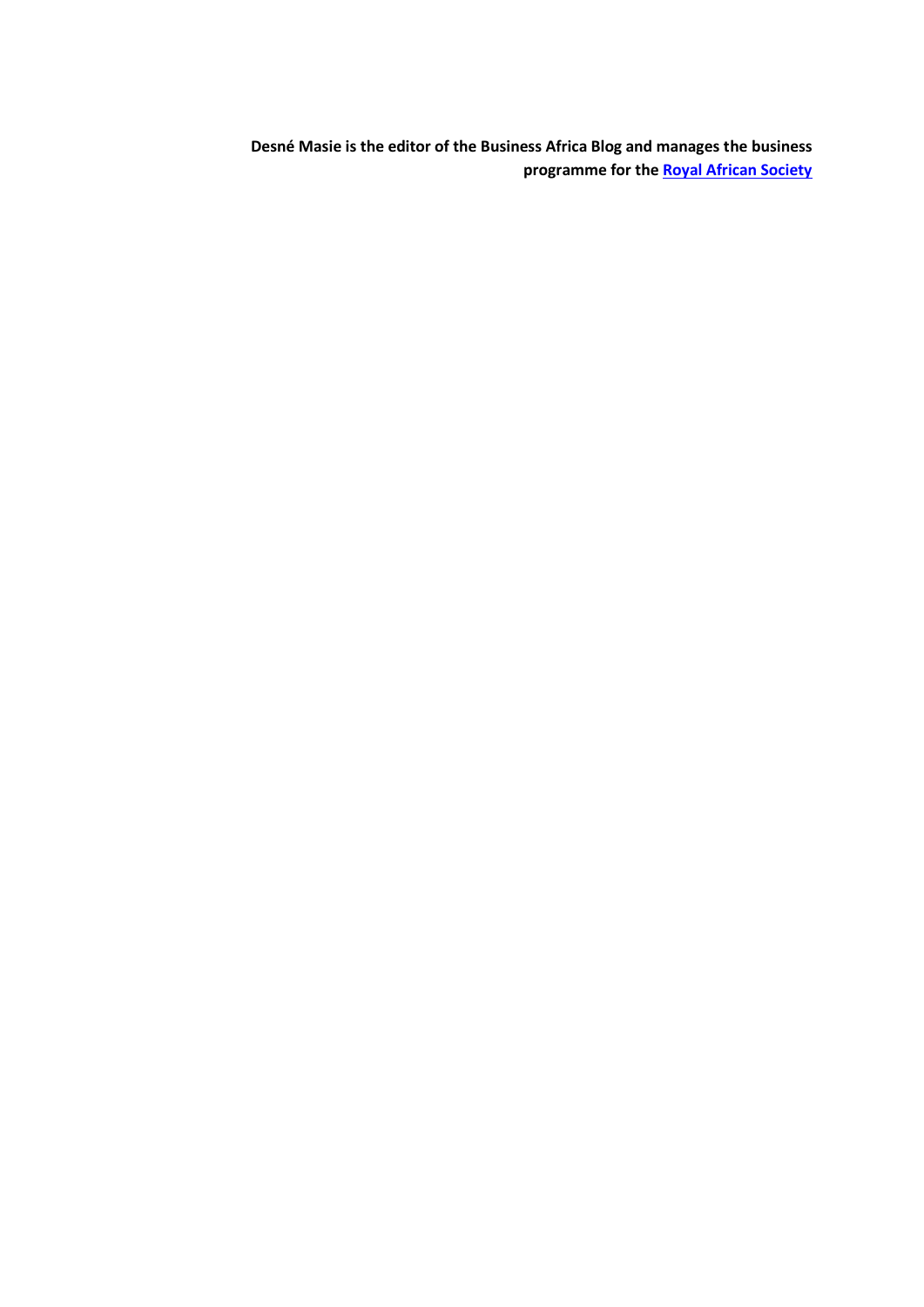**Desné Masie is the editor of the Business Africa Blog and manages the business programme for the [Royal African Society](Royal African Society)**